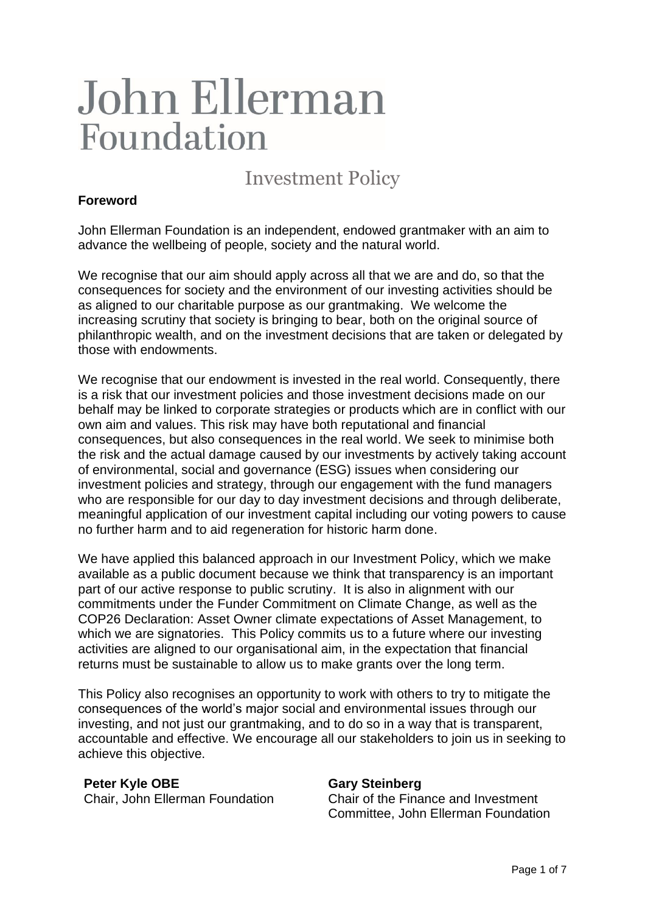# John Ellerman Foundation

## Investment Policy

**Foreword**

John Ellerman Foundation is an independent, endowed grantmaker with an aim to advance the wellbeing of people, society and the natural world.

We recognise that our aim should apply across all that we are and do, so that the consequences for society and the environment of our investing activities should be as aligned to our charitable purpose as our grantmaking. We welcome the increasing scrutiny that society is bringing to bear, both on the original source of philanthropic wealth, and on the investment decisions that are taken or delegated by those with endowments.

We recognise that our endowment is invested in the real world. Consequently, there is a risk that our investment policies and those investment decisions made on our behalf may be linked to corporate strategies or products which are in conflict with our own aim and values. This risk may have both reputational and financial consequences, but also consequences in the real world. We seek to minimise both the risk and the actual damage caused by our investments by actively taking account of environmental, social and governance (ESG) issues when considering our investment policies and strategy, through our engagement with the fund managers who are responsible for our day to day investment decisions and through deliberate, meaningful application of our investment capital including our voting powers to cause no further harm and to aid regeneration for historic harm done.

We have applied this balanced approach in our Investment Policy, which we make available as a public document because we think that transparency is an important part of our active response to public scrutiny. It is also in alignment with our commitments under the Funder Commitment on Climate Change, as well as the COP26 Declaration: Asset Owner climate expectations of Asset Management, to which we are signatories. This Policy commits us to a future where our investing activities are aligned to our organisational aim, in the expectation that financial returns must be sustainable to allow us to make grants over the long term.

This Policy also recognises an opportunity to work with others to try to mitigate the consequences of the world's major social and environmental issues through our investing, and not just our grantmaking, and to do so in a way that is transparent, accountable and effective. We encourage all our stakeholders to join us in seeking to achieve this objective.

**Peter Kyle OBE**
Chair, John Ellerman Foundation

**Gary Steinberg**
Chair of the Finance and Investment Committee, John Ellerman Foundation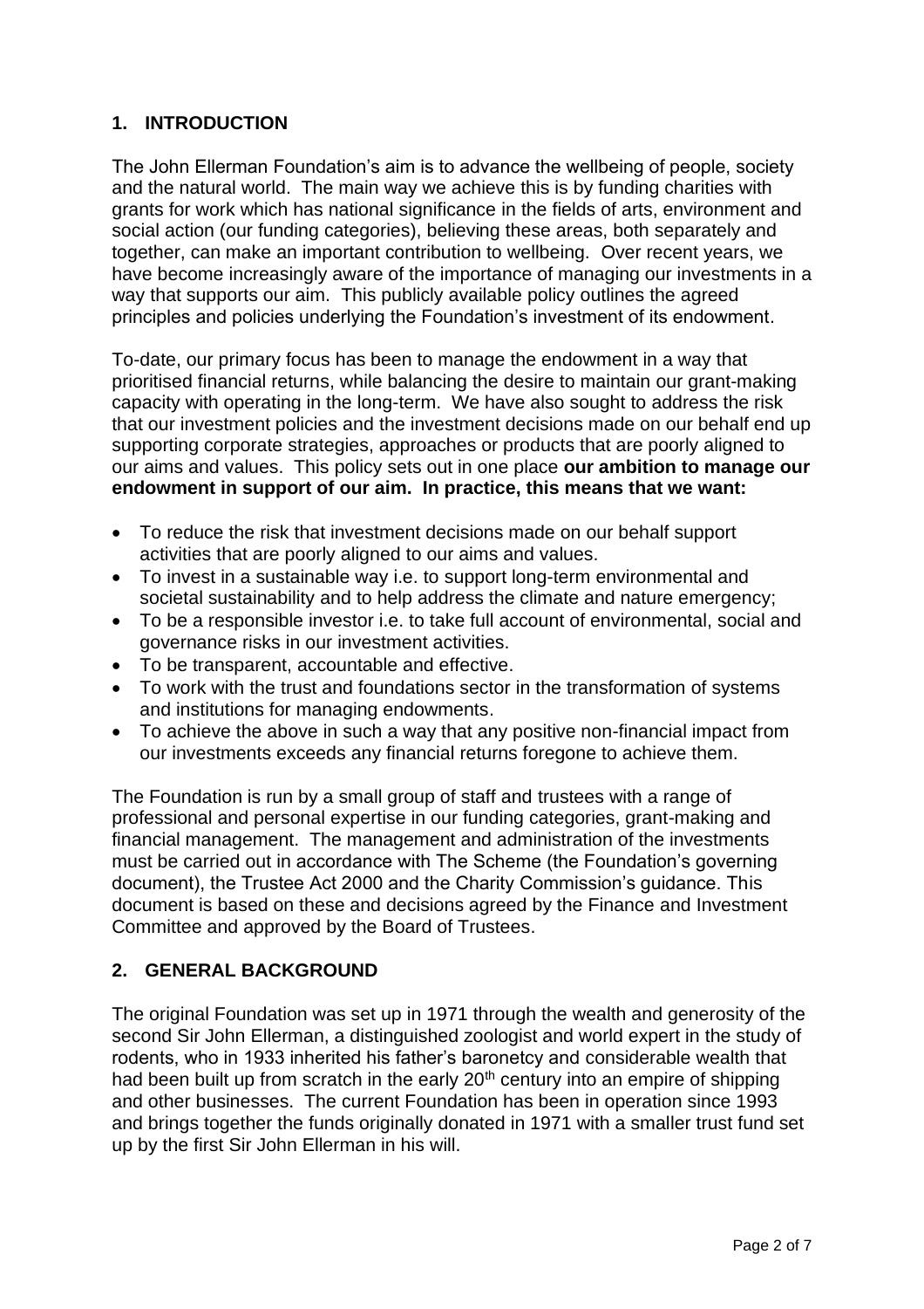## 1. INTRODUCTION

The John Ellerman Foundation's aim is to advance the wellbeing of people, society and the natural world. The main way we achieve this is by funding charities with grants for work which has national significance in the fields of arts, environment and social action (our funding categories), believing these areas, both separately and together, can make an important contribution to wellbeing. Over recent years, we have become increasingly aware of the importance of managing our investments in a way that supports our aim. This publicly available policy outlines the agreed principles and policies underlying the Foundation's investment of its endowment.

To-date, our primary focus has been to manage the endowment in a way that prioritised financial returns, while balancing the desire to maintain our grant-making capacity with operating in the long-term. We have also sought to address the risk that our investment policies and the investment decisions made on our behalf end up supporting corporate strategies, approaches or products that are poorly aligned to our aims and values. This policy sets out in one place **our ambition to manage our endowment in support of our aim. In practice, this means that we want:**

- To reduce the risk that investment decisions made on our behalf support activities that are poorly aligned to our aims and values.
- To invest in a sustainable way i.e. to support long-term environmental and societal sustainability and to help address the climate and nature emergency;
- To be a responsible investor i.e. to take full account of environmental, social and governance risks in our investment activities.
- To be transparent, accountable and effective.
- To work with the trust and foundations sector in the transformation of systems and institutions for managing endowments.
- To achieve the above in such a way that any positive non-financial impact from our investments exceeds any financial returns foregone to achieve them.

The Foundation is run by a small group of staff and trustees with a range of professional and personal expertise in our funding categories, grant-making and financial management. The management and administration of the investments must be carried out in accordance with The Scheme (the Foundation's governing document), the Trustee Act 2000 and the Charity Commission's guidance. This document is based on these and decisions agreed by the Finance and Investment Committee and approved by the Board of Trustees.

## 2. GENERAL BACKGROUND

The original Foundation was set up in 1971 through the wealth and generosity of the second Sir John Ellerman, a distinguished zoologist and world expert in the study of rodents, who in 1933 inherited his father's baronetcy and considerable wealth that had been built up from scratch in the early 20th century into an empire of shipping and other businesses. The current Foundation has been in operation since 1993 and brings together the funds originally donated in 1971 with a smaller trust fund set up by the first Sir John Ellerman in his will.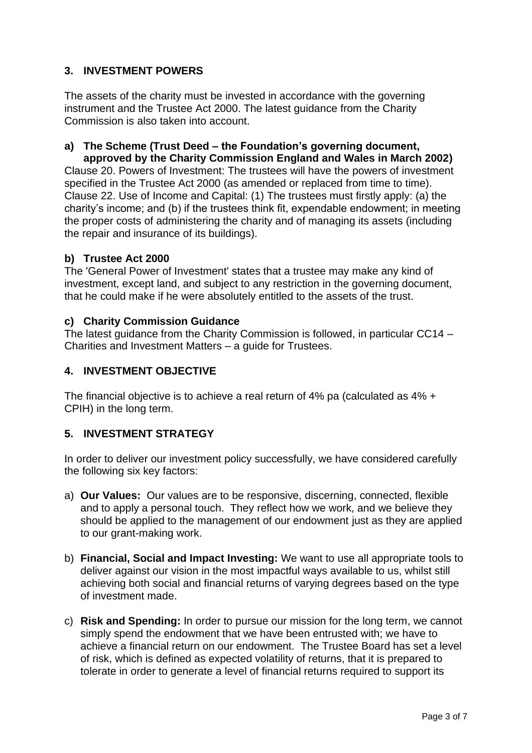## 3. INVESTMENT POWERS

The assets of the charity must be invested in accordance with the governing instrument and the Trustee Act 2000. The latest guidance from the Charity Commission is also taken into account.

### a) The Scheme (Trust Deed – the Foundation's governing document, approved by the Charity Commission England and Wales in March 2002)

Clause 20. Powers of Investment: The trustees will have the powers of investment specified in the Trustee Act 2000 (as amended or replaced from time to time). Clause 22. Use of Income and Capital: (1) The trustees must firstly apply: (a) the charity's income; and (b) if the trustees think fit, expendable endowment; in meeting the proper costs of administering the charity and of managing its assets (including the repair and insurance of its buildings).

### b) Trustee Act 2000

The 'General Power of Investment' states that a trustee may make any kind of investment, except land, and subject to any restriction in the governing document, that he could make if he were absolutely entitled to the assets of the trust.

### c) Charity Commission Guidance

The latest guidance from the Charity Commission is followed, in particular CC14 – Charities and Investment Matters – a guide for Trustees.

## 4. INVESTMENT OBJECTIVE

The financial objective is to achieve a real return of 4% pa (calculated as 4% + CPIH) in the long term.

## 5. INVESTMENT STRATEGY

In order to deliver our investment policy successfully, we have considered carefully the following six key factors:

a) **Our Values:** Our values are to be responsive, discerning, connected, flexible and to apply a personal touch. They reflect how we work, and we believe they should be applied to the management of our endowment just as they are applied to our grant-making work.

b) **Financial, Social and Impact Investing:** We want to use all appropriate tools to deliver against our vision in the most impactful ways available to us, whilst still achieving both social and financial returns of varying degrees based on the type of investment made.

c) **Risk and Spending:** In order to pursue our mission for the long term, we cannot simply spend the endowment that we have been entrusted with; we have to achieve a financial return on our endowment. The Trustee Board has set a level of risk, which is defined as expected volatility of returns, that it is prepared to tolerate in order to generate a level of financial returns required to support its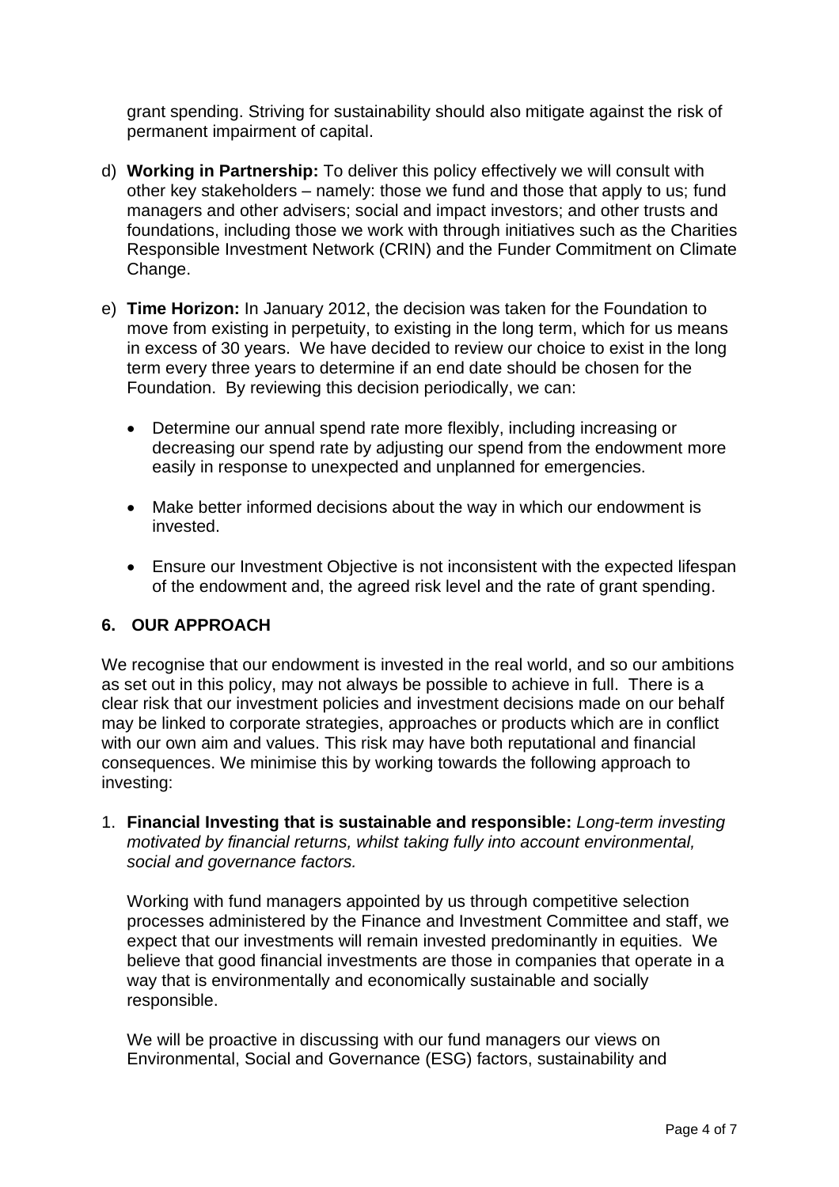grant spending. Striving for sustainability should also mitigate against the risk of permanent impairment of capital.

d) **Working in Partnership:** To deliver this policy effectively we will consult with other key stakeholders – namely: those we fund and those that apply to us; fund managers and other advisers; social and impact investors; and other trusts and foundations, including those we work with through initiatives such as the Charities Responsible Investment Network (CRIN) and the Funder Commitment on Climate Change.

e) **Time Horizon:** In January 2012, the decision was taken for the Foundation to move from existing in perpetuity, to existing in the long term, which for us means in excess of 30 years. We have decided to review our choice to exist in the long term every three years to determine if an end date should be chosen for the Foundation. By reviewing this decision periodically, we can:

   - Determine our annual spend rate more flexibly, including increasing or decreasing our spend rate by adjusting our spend from the endowment more easily in response to unexpected and unplanned for emergencies.
   - Make better informed decisions about the way in which our endowment is invested.
   - Ensure our Investment Objective is not inconsistent with the expected lifespan of the endowment and, the agreed risk level and the rate of grant spending.

## 6. OUR APPROACH

We recognise that our endowment is invested in the real world, and so our ambitions as set out in this policy, may not always be possible to achieve in full. There is a clear risk that our investment policies and investment decisions made on our behalf may be linked to corporate strategies, approaches or products which are in conflict with our own aim and values. This risk may have both reputational and financial consequences. We minimise this by working towards the following approach to investing:

1. **Financial Investing that is sustainable and responsible:** *Long-term investing motivated by financial returns, whilst taking fully into account environmental, social and governance factors.*

   Working with fund managers appointed by us through competitive selection processes administered by the Finance and Investment Committee and staff, we expect that our investments will remain invested predominantly in equities. We believe that good financial investments are those in companies that operate in a way that is environmentally and economically sustainable and socially responsible.

   We will be proactive in discussing with our fund managers our views on Environmental, Social and Governance (ESG) factors, sustainability and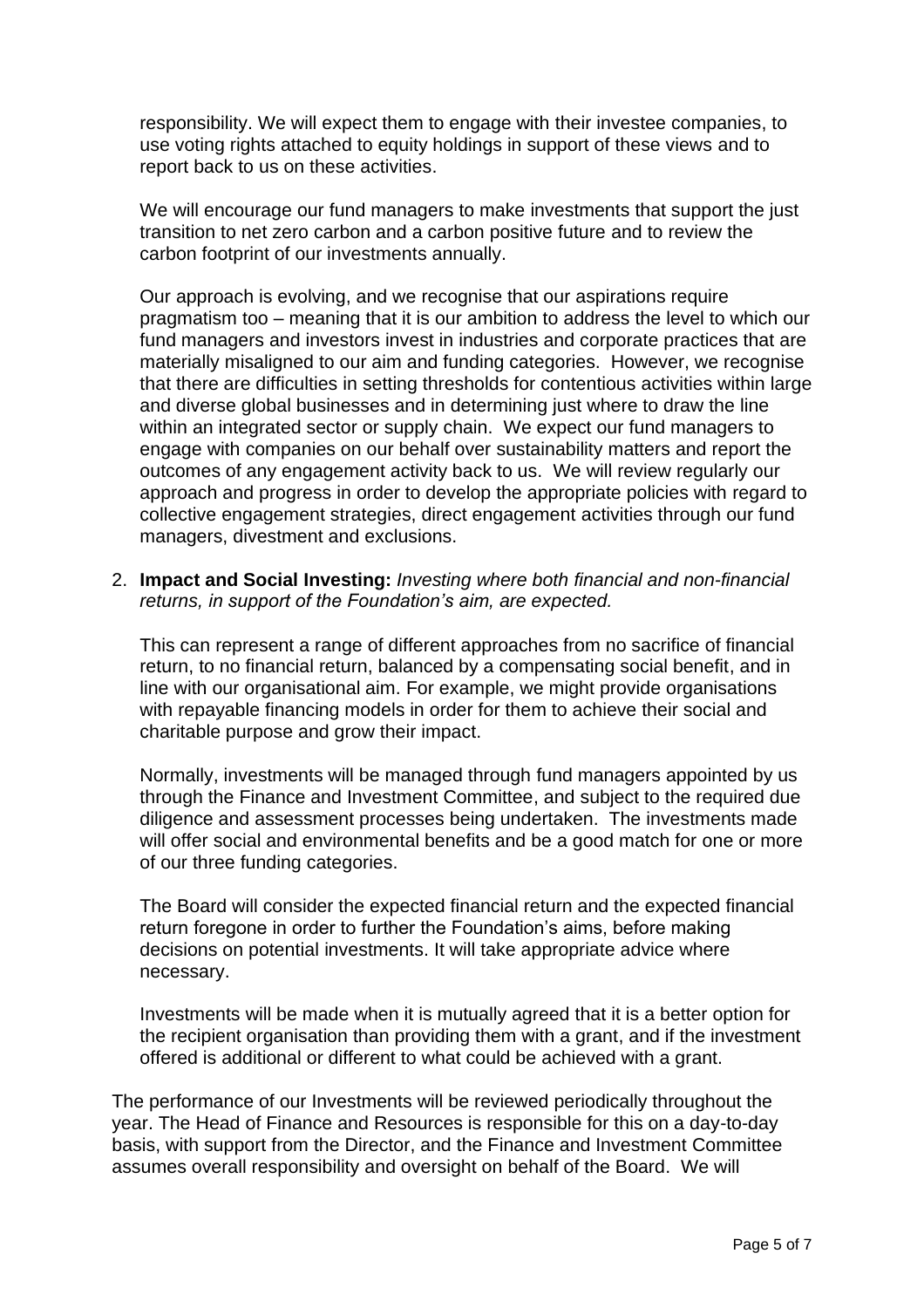responsibility. We will expect them to engage with their investee companies, to use voting rights attached to equity holdings in support of these views and to report back to us on these activities.

We will encourage our fund managers to make investments that support the just transition to net zero carbon and a carbon positive future and to review the carbon footprint of our investments annually.

Our approach is evolving, and we recognise that our aspirations require pragmatism too – meaning that it is our ambition to address the level to which our fund managers and investors invest in industries and corporate practices that are materially misaligned to our aim and funding categories. However, we recognise that there are difficulties in setting thresholds for contentious activities within large and diverse global businesses and in determining just where to draw the line within an integrated sector or supply chain. We expect our fund managers to engage with companies on our behalf over sustainability matters and report the outcomes of any engagement activity back to us. We will review regularly our approach and progress in order to develop the appropriate policies with regard to collective engagement strategies, direct engagement activities through our fund managers, divestment and exclusions.

2. **Impact and Social Investing:** *Investing where both financial and non-financial returns, in support of the Foundation's aim, are expected.*

   This can represent a range of different approaches from no sacrifice of financial return, to no financial return, balanced by a compensating social benefit, and in line with our organisational aim. For example, we might provide organisations with repayable financing models in order for them to achieve their social and charitable purpose and grow their impact.

   Normally, investments will be managed through fund managers appointed by us through the Finance and Investment Committee, and subject to the required due diligence and assessment processes being undertaken. The investments made will offer social and environmental benefits and be a good match for one or more of our three funding categories.

   The Board will consider the expected financial return and the expected financial return foregone in order to further the Foundation's aims, before making decisions on potential investments. It will take appropriate advice where necessary.

   Investments will be made when it is mutually agreed that it is a better option for the recipient organisation than providing them with a grant, and if the investment offered is additional or different to what could be achieved with a grant.

The performance of our Investments will be reviewed periodically throughout the year. The Head of Finance and Resources is responsible for this on a day-to-day basis, with support from the Director, and the Finance and Investment Committee assumes overall responsibility and oversight on behalf of the Board. We will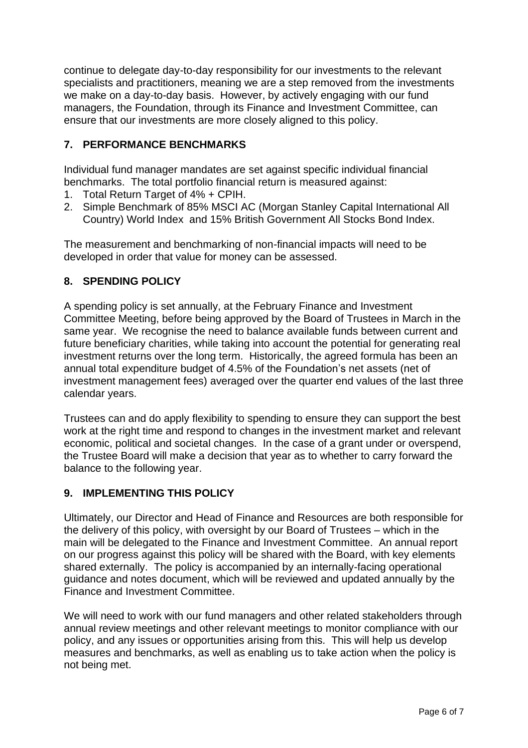continue to delegate day-to-day responsibility for our investments to the relevant specialists and practitioners, meaning we are a step removed from the investments we make on a day-to-day basis. However, by actively engaging with our fund managers, the Foundation, through its Finance and Investment Committee, can ensure that our investments are more closely aligned to this policy.

## 7. PERFORMANCE BENCHMARKS

Individual fund manager mandates are set against specific individual financial benchmarks. The total portfolio financial return is measured against:

1. Total Return Target of 4% + CPIH.
2. Simple Benchmark of 85% MSCI AC (Morgan Stanley Capital International All Country) World Index and 15% British Government All Stocks Bond Index.

The measurement and benchmarking of non-financial impacts will need to be developed in order that value for money can be assessed.

## 8. SPENDING POLICY

A spending policy is set annually, at the February Finance and Investment Committee Meeting, before being approved by the Board of Trustees in March in the same year. We recognise the need to balance available funds between current and future beneficiary charities, while taking into account the potential for generating real investment returns over the long term. Historically, the agreed formula has been an annual total expenditure budget of 4.5% of the Foundation's net assets (net of investment management fees) averaged over the quarter end values of the last three calendar years.

Trustees can and do apply flexibility to spending to ensure they can support the best work at the right time and respond to changes in the investment market and relevant economic, political and societal changes. In the case of a grant under or overspend, the Trustee Board will make a decision that year as to whether to carry forward the balance to the following year.

## 9. IMPLEMENTING THIS POLICY

Ultimately, our Director and Head of Finance and Resources are both responsible for the delivery of this policy, with oversight by our Board of Trustees – which in the main will be delegated to the Finance and Investment Committee. An annual report on our progress against this policy will be shared with the Board, with key elements shared externally. The policy is accompanied by an internally-facing operational guidance and notes document, which will be reviewed and updated annually by the Finance and Investment Committee.

We will need to work with our fund managers and other related stakeholders through annual review meetings and other relevant meetings to monitor compliance with our policy, and any issues or opportunities arising from this. This will help us develop measures and benchmarks, as well as enabling us to take action when the policy is not being met.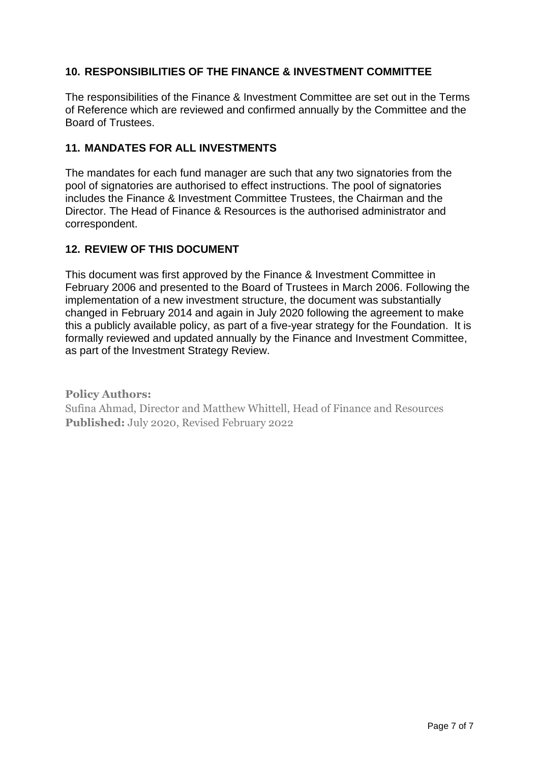## 10. RESPONSIBILITIES OF THE FINANCE & INVESTMENT COMMITTEE

The responsibilities of the Finance & Investment Committee are set out in the Terms of Reference which are reviewed and confirmed annually by the Committee and the Board of Trustees.

## 11. MANDATES FOR ALL INVESTMENTS

The mandates for each fund manager are such that any two signatories from the pool of signatories are authorised to effect instructions. The pool of signatories includes the Finance & Investment Committee Trustees, the Chairman and the Director. The Head of Finance & Resources is the authorised administrator and correspondent.

## 12. REVIEW OF THIS DOCUMENT

This document was first approved by the Finance & Investment Committee in February 2006 and presented to the Board of Trustees in March 2006. Following the implementation of a new investment structure, the document was substantially changed in February 2014 and again in July 2020 following the agreement to make this a publicly available policy, as part of a five-year strategy for the Foundation. It is formally reviewed and updated annually by the Finance and Investment Committee, as part of the Investment Strategy Review.

**Policy Authors:**
Sufina Ahmad, Director and Matthew Whittell, Head of Finance and Resources
**Published:** July 2020, Revised February 2022